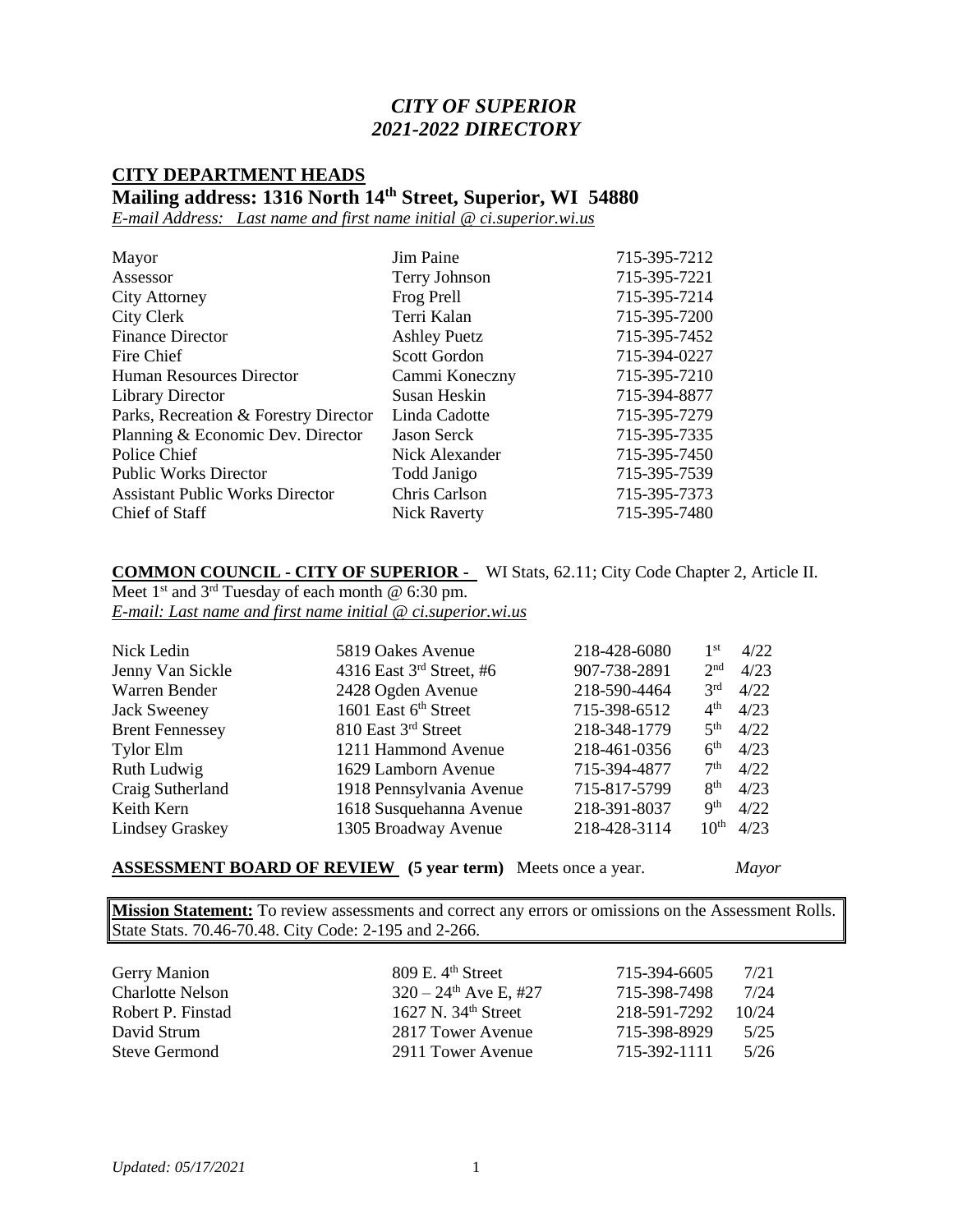# *CITY OF SUPERIOR*
# *2021-2022 DIRECTORY*

## CITY DEPARTMENT HEADS

### Mailing address: 1316 North 14th Street, Superior, WI 54880

*E-mail Address: Last name and first name initial @ ci.superior.wi.us*

| | | |
|---|---|---|
| Mayor | Jim Paine | 715-395-7212 |
| Assessor | Terry Johnson | 715-395-7221 |
| City Attorney | Frog Prell | 715-395-7214 |
| City Clerk | Terri Kalan | 715-395-7200 |
| Finance Director | Ashley Puetz | 715-395-7452 |
| Fire Chief | Scott Gordon | 715-394-0227 |
| Human Resources Director | Cammi Koneczny | 715-395-7210 |
| Library Director | Susan Heskin | 715-394-8877 |
| Parks, Recreation & Forestry Director | Linda Cadotte | 715-395-7279 |
| Planning & Economic Dev. Director | Jason Serck | 715-395-7335 |
| Police Chief | Nick Alexander | 715-395-7450 |
| Public Works Director | Todd Janigo | 715-395-7539 |
| Assistant Public Works Director | Chris Carlson | 715-395-7373 |
| Chief of Staff | Nick Raverty | 715-395-7480 |

**COMMON COUNCIL - CITY OF SUPERIOR -** WI Stats, 62.11; City Code Chapter 2, Article II.

Meet 1st and 3rd Tuesday of each month @ 6:30 pm.

*E-mail: Last name and first name initial @ ci.superior.wi.us*

| | | | | |
|---|---|---|---|---|
| Nick Ledin | 5819 Oakes Avenue | 218-428-6080 | 1st | 4/22 |
| Jenny Van Sickle | 4316 East 3rd Street, #6 | 907-738-2891 | 2nd | 4/23 |
| Warren Bender | 2428 Ogden Avenue | 218-590-4464 | 3rd | 4/22 |
| Jack Sweeney | 1601 East 6th Street | 715-398-6512 | 4th | 4/23 |
| Brent Fennessey | 810 East 3rd Street | 218-348-1779 | 5th | 4/22 |
| Tylor Elm | 1211 Hammond Avenue | 218-461-0356 | 6th | 4/23 |
| Ruth Ludwig | 1629 Lamborn Avenue | 715-394-4877 | 7th | 4/22 |
| Craig Sutherland | 1918 Pennsylvania Avenue | 715-817-5799 | 8th | 4/23 |
| Keith Kern | 1618 Susquehanna Avenue | 218-391-8037 | 9th | 4/22 |
| Lindsey Graskey | 1305 Broadway Avenue | 218-428-3114 | 10th | 4/23 |

**ASSESSMENT BOARD OF REVIEW (5 year term)** Meets once a year. *Mayor*

**Mission Statement:** To review assessments and correct any errors or omissions on the Assessment Rolls. State Stats. 70.46-70.48. City Code: 2-195 and 2-266.

| | | | |
|---|---|---|---|
| Gerry Manion | 809 E. 4th Street | 715-394-6605 | 7/21 |
| Charlotte Nelson | 320 – 24th Ave E, #27 | 715-398-7498 | 7/24 |
| Robert P. Finstad | 1627 N. 34th Street | 218-591-7292 | 10/24 |
| David Strum | 2817 Tower Avenue | 715-398-8929 | 5/25 |
| Steve Germond | 2911 Tower Avenue | 715-392-1111 | 5/26 |

*Updated: 05/17/2021*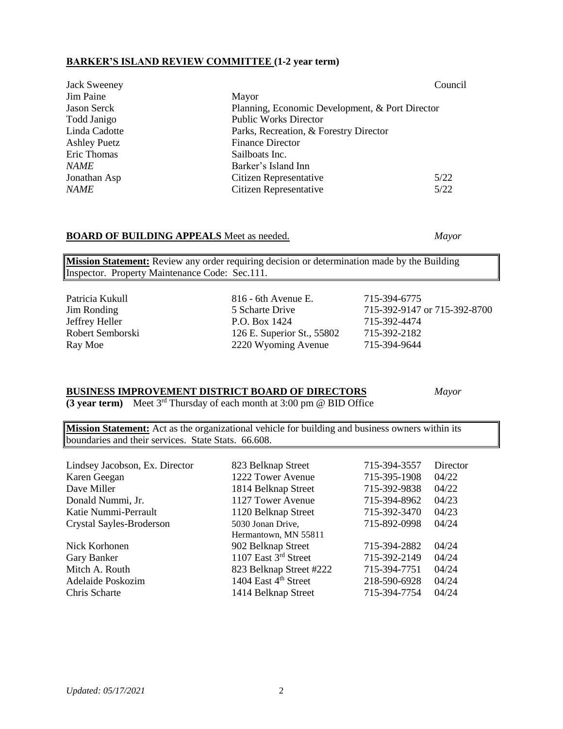**BARKER'S ISLAND REVIEW COMMITTEE (1-2 year term)**

| | | |
|---|---|---|
| Jack Sweeney | | Council |
| Jim Paine | Mayor | |
| Jason Serck | Planning, Economic Development, & Port Director | |
| Todd Janigo | Public Works Director | |
| Linda Cadotte | Parks, Recreation, & Forestry Director | |
| Ashley Puetz | Finance Director | |
| Eric Thomas | Sailboats Inc. | |
| *NAME* | Barker's Island Inn | |
| Jonathan Asp | Citizen Representative | 5/22 |
| *NAME* | Citizen Representative | 5/22 |

**BOARD OF BUILDING APPEALS** Meet as needed. *Mayor*

**Mission Statement:** Review any order requiring decision or determination made by the Building Inspector. Property Maintenance Code: Sec.111.

| | | |
|---|---|---|
| Patricia Kukull | 816 - 6th Avenue E. | 715-394-6775 |
| Jim Ronding | 5 Scharte Drive | 715-392-9147 or 715-392-8700 |
| Jeffrey Heller | P.O. Box 1424 | 715-392-4474 |
| Robert Semborski | 126 E. Superior St., 55802 | 715-392-2182 |
| Ray Moe | 2220 Wyoming Avenue | 715-394-9644 |

**BUSINESS IMPROVEMENT DISTRICT BOARD OF DIRECTORS** *Mayor*
**(3 year term)** Meet 3rd Thursday of each month at 3:00 pm @ BID Office

**Mission Statement:** Act as the organizational vehicle for building and business owners within its boundaries and their services. State Stats. 66.608.

| | | | |
|---|---|---|---|
| Lindsey Jacobson, Ex. Director | 823 Belknap Street | 715-394-3557 | Director |
| Karen Geegan | 1222 Tower Avenue | 715-395-1908 | 04/22 |
| Dave Miller | 1814 Belknap Street | 715-392-9838 | 04/22 |
| Donald Nummi, Jr. | 1127 Tower Avenue | 715-394-8962 | 04/23 |
| Katie Nummi-Perrault | 1120 Belknap Street | 715-392-3470 | 04/23 |
| Crystal Sayles-Broderson | 5030 Jonan Drive, Hermantown, MN 55811 | 715-892-0998 | 04/24 |
| Nick Korhonen | 902 Belknap Street | 715-394-2882 | 04/24 |
| Gary Banker | 1107 East 3rd Street | 715-392-2149 | 04/24 |
| Mitch A. Routh | 823 Belknap Street #222 | 715-394-7751 | 04/24 |
| Adelaide Poskozim | 1404 East 4th Street | 218-590-6928 | 04/24 |
| Chris Scharte | 1414 Belknap Street | 715-394-7754 | 04/24 |

*Updated: 05/17/2021*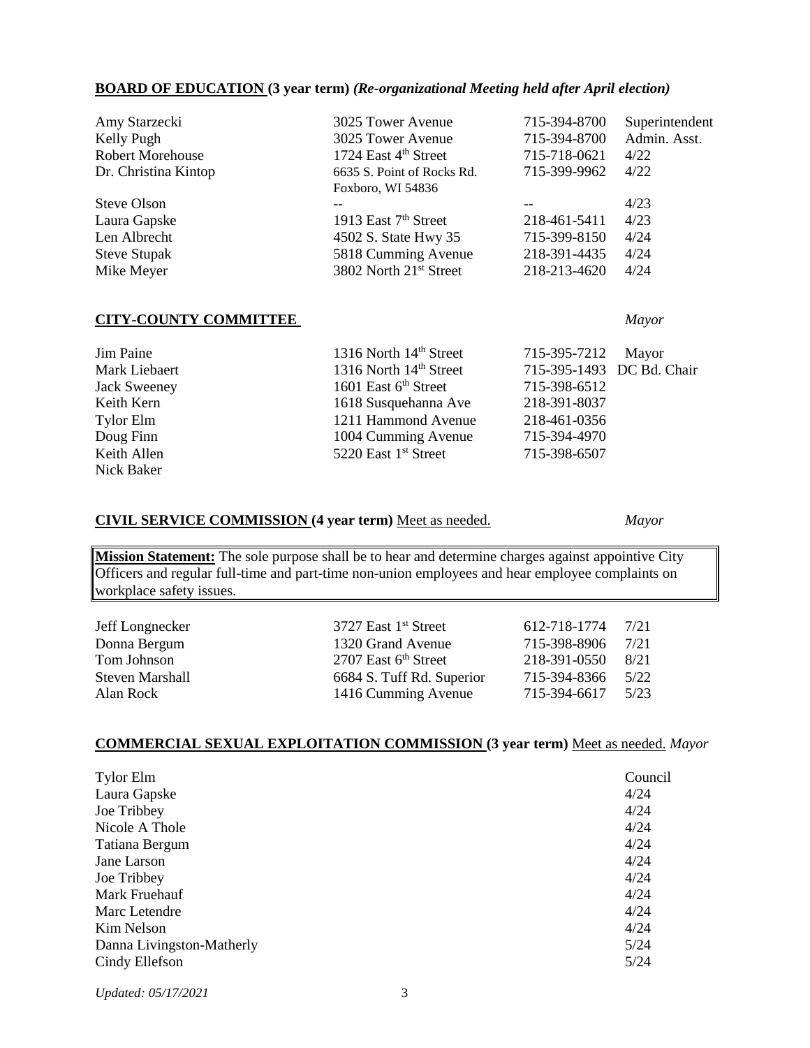**BOARD OF EDUCATION (3 year term)** *(Re-organizational Meeting held after April election)*

| | | | |
|---|---|---|---|
| Amy Starzecki | 3025 Tower Avenue | 715-394-8700 | Superintendent |
| Kelly Pugh | 3025 Tower Avenue | 715-394-8700 | Admin. Asst. |
| Robert Morehouse | 1724 East 4th Street | 715-718-0621 | 4/22 |
| Dr. Christina Kintop | 6635 S. Point of Rocks Rd. Foxboro, WI 54836 | 715-399-9962 | 4/22 |
| Steve Olson | -- | -- | 4/23 |
| Laura Gapske | 1913 East 7th Street | 218-461-5411 | 4/23 |
| Len Albrecht | 4502 S. State Hwy 35 | 715-399-8150 | 4/24 |
| Steve Stupak | 5818 Cumming Avenue | 218-391-4435 | 4/24 |
| Mike Meyer | 3802 North 21st Street | 218-213-4620 | 4/24 |

**CITY-COUNTY COMMITTEE** *Mayor*

| | | | |
|---|---|---|---|
| Jim Paine | 1316 North 14th Street | 715-395-7212 | Mayor |
| Mark Liebaert | 1316 North 14th Street | 715-395-1493 | DC Bd. Chair |
| Jack Sweeney | 1601 East 6th Street | 715-398-6512 | |
| Keith Kern | 1618 Susquehanna Ave | 218-391-8037 | |
| Tylor Elm | 1211 Hammond Avenue | 218-461-0356 | |
| Doug Finn | 1004 Cumming Avenue | 715-394-4970 | |
| Keith Allen | 5220 East 1st Street | 715-398-6507 | |
| Nick Baker | | | |

**CIVIL SERVICE COMMISSION (4 year term)** Meet as needed. *Mayor*

**Mission Statement:** The sole purpose shall be to hear and determine charges against appointive City Officers and regular full-time and part-time non-union employees and hear employee complaints on workplace safety issues.

| | | | |
|---|---|---|---|
| Jeff Longnecker | 3727 East 1st Street | 612-718-1774 | 7/21 |
| Donna Bergum | 1320 Grand Avenue | 715-398-8906 | 7/21 |
| Tom Johnson | 2707 East 6th Street | 218-391-0550 | 8/21 |
| Steven Marshall | 6684 S. Tuff Rd. Superior | 715-394-8366 | 5/22 |
| Alan Rock | 1416 Cumming Avenue | 715-394-6617 | 5/23 |

**COMMERCIAL SEXUAL EXPLOITATION COMMISSION (3 year term)** Meet as needed. *Mayor*

| | |
|---|---|
| Tylor Elm | Council |
| Laura Gapske | 4/24 |
| Joe Tribbey | 4/24 |
| Nicole A Thole | 4/24 |
| Tatiana Bergum | 4/24 |
| Jane Larson | 4/24 |
| Joe Tribbey | 4/24 |
| Mark Fruehauf | 4/24 |
| Marc Letendre | 4/24 |
| Kim Nelson | 4/24 |
| Danna Livingston-Matherly | 5/24 |
| Cindy Ellefson | 5/24 |

*Updated: 05/17/2021*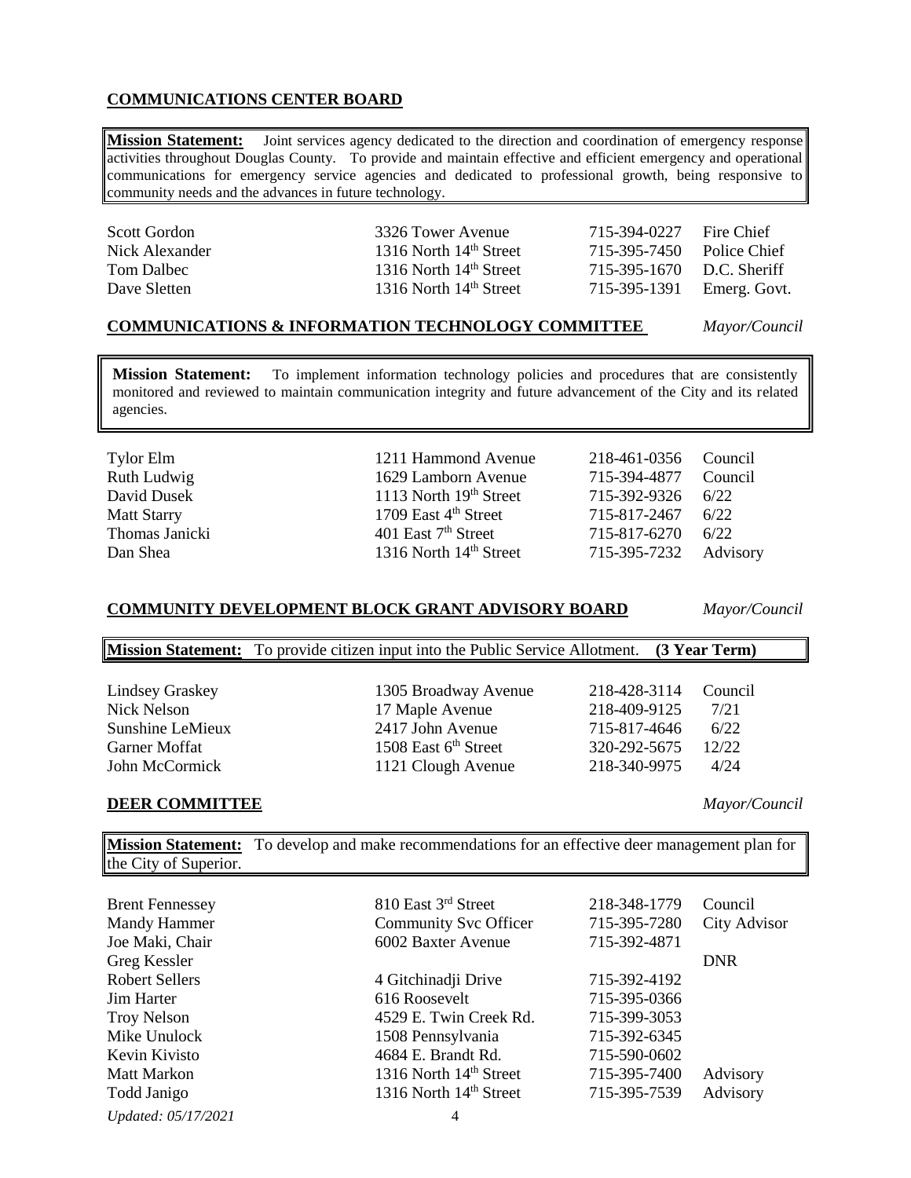## COMMUNICATIONS CENTER BOARD

**Mission Statement:** Joint services agency dedicated to the direction and coordination of emergency response activities throughout Douglas County. To provide and maintain effective and efficient emergency and operational communications for emergency service agencies and dedicated to professional growth, being responsive to community needs and the advances in future technology.

| | | | |
|---|---|---|---|
| Scott Gordon | 3326 Tower Avenue | 715-394-0227 | Fire Chief |
| Nick Alexander | 1316 North 14th Street | 715-395-7450 | Police Chief |
| Tom Dalbec | 1316 North 14th Street | 715-395-1670 | D.C. Sheriff |
| Dave Sletten | 1316 North 14th Street | 715-395-1391 | Emerg. Govt. |

## COMMUNICATIONS & INFORMATION TECHNOLOGY COMMITTEE *Mayor/Council*

**Mission Statement:** To implement information technology policies and procedures that are consistently monitored and reviewed to maintain communication integrity and future advancement of the City and its related agencies.

| | | | |
|---|---|---|---|
| Tylor Elm | 1211 Hammond Avenue | 218-461-0356 | Council |
| Ruth Ludwig | 1629 Lamborn Avenue | 715-394-4877 | Council |
| David Dusek | 1113 North 19th Street | 715-392-9326 | 6/22 |
| Matt Starry | 1709 East 4th Street | 715-817-2467 | 6/22 |
| Thomas Janicki | 401 East 7th Street | 715-817-6270 | 6/22 |
| Dan Shea | 1316 North 14th Street | 715-395-7232 | Advisory |

## COMMUNITY DEVELOPMENT BLOCK GRANT ADVISORY BOARD *Mayor/Council*

**Mission Statement:** To provide citizen input into the Public Service Allotment. **(3 Year Term)**

| | | | |
|---|---|---|---|
| Lindsey Graskey | 1305 Broadway Avenue | 218-428-3114 | Council |
| Nick Nelson | 17 Maple Avenue | 218-409-9125 | 7/21 |
| Sunshine LeMieux | 2417 John Avenue | 715-817-4646 | 6/22 |
| Garner Moffat | 1508 East 6th Street | 320-292-5675 | 12/22 |
| John McCormick | 1121 Clough Avenue | 218-340-9975 | 4/24 |

## DEER COMMITTEE *Mayor/Council*

**Mission Statement:** To develop and make recommendations for an effective deer management plan for the City of Superior.

| | | | |
|---|---|---|---|
| Brent Fennessey | 810 East 3rd Street | 218-348-1779 | Council |
| Mandy Hammer | Community Svc Officer | 715-395-7280 | City Advisor |
| Joe Maki, Chair | 6002 Baxter Avenue | 715-392-4871 | |
| Greg Kessler | | | DNR |
| Robert Sellers | 4 Gitchinadji Drive | 715-392-4192 | |
| Jim Harter | 616 Roosevelt | 715-395-0366 | |
| Troy Nelson | 4529 E. Twin Creek Rd. | 715-399-3053 | |
| Mike Unulock | 1508 Pennsylvania | 715-392-6345 | |
| Kevin Kivisto | 4684 E. Brandt Rd. | 715-590-0602 | |
| Matt Markon | 1316 North 14th Street | 715-395-7400 | Advisory |
| Todd Janigo | 1316 North 14th Street | 715-395-7539 | Advisory |

*Updated: 05/17/2021*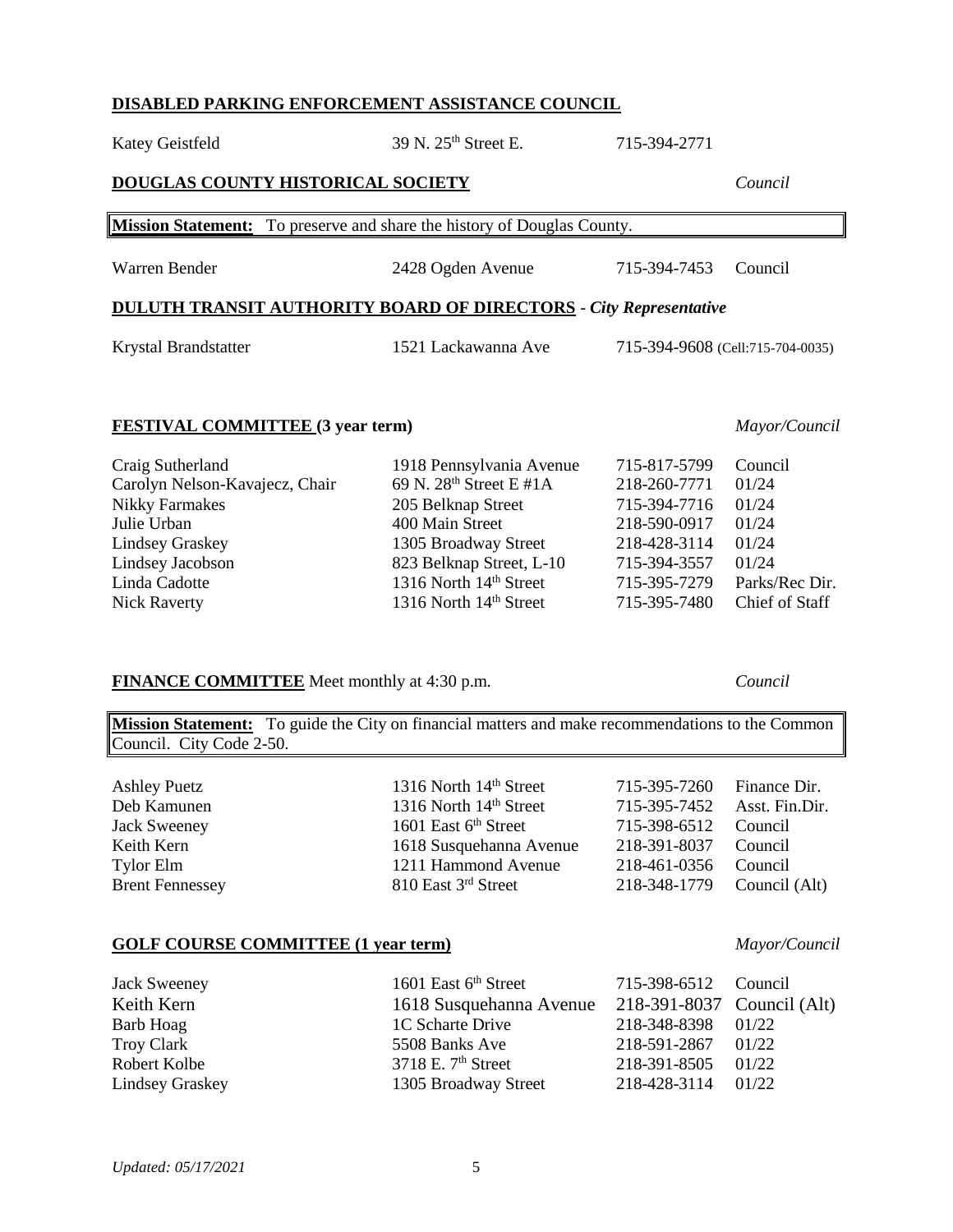## DISABLED PARKING ENFORCEMENT ASSISTANCE COUNCIL

| | | | |
|---|---|---|---|
| Katey Geistfeld | 39 N. 25th Street E. | 715-394-2771 | |

## DOUGLAS COUNTY HISTORICAL SOCIETY *Council*

**Mission Statement:** To preserve and share the history of Douglas County.

| | | | |
|---|---|---|---|
| Warren Bender | 2428 Ogden Avenue | 715-394-7453 | Council |

## DULUTH TRANSIT AUTHORITY BOARD OF DIRECTORS - *City Representative*

| | | |
|---|---|---|
| Krystal Brandstatter | 1521 Lackawanna Ave | 715-394-9608 (Cell:715-704-0035) |

## FESTIVAL COMMITTEE (3 year term) *Mayor/Council*

| | | | |
|---|---|---|---|
| Craig Sutherland | 1918 Pennsylvania Avenue | 715-817-5799 | Council |
| Carolyn Nelson-Kavajecz, Chair | 69 N. 28th Street E #1A | 218-260-7771 | 01/24 |
| Nikky Farmakes | 205 Belknap Street | 715-394-7716 | 01/24 |
| Julie Urban | 400 Main Street | 218-590-0917 | 01/24 |
| Lindsey Graskey | 1305 Broadway Street | 218-428-3114 | 01/24 |
| Lindsey Jacobson | 823 Belknap Street, L-10 | 715-394-3557 | 01/24 |
| Linda Cadotte | 1316 North 14th Street | 715-395-7279 | Parks/Rec Dir. |
| Nick Raverty | 1316 North 14th Street | 715-395-7480 | Chief of Staff |

## FINANCE COMMITTEE Meet monthly at 4:30 p.m. *Council*

**Mission Statement:** To guide the City on financial matters and make recommendations to the Common Council. City Code 2-50.

| | | | |
|---|---|---|---|
| Ashley Puetz | 1316 North 14th Street | 715-395-7260 | Finance Dir. |
| Deb Kamunen | 1316 North 14th Street | 715-395-7452 | Asst. Fin.Dir. |
| Jack Sweeney | 1601 East 6th Street | 715-398-6512 | Council |
| Keith Kern | 1618 Susquehanna Avenue | 218-391-8037 | Council |
| Tylor Elm | 1211 Hammond Avenue | 218-461-0356 | Council |
| Brent Fennessey | 810 East 3rd Street | 218-348-1779 | Council (Alt) |

## GOLF COURSE COMMITTEE (1 year term) *Mayor/Council*

| | | | |
|---|---|---|---|
| Jack Sweeney | 1601 East 6th Street | 715-398-6512 | Council |
| Keith Kern | 1618 Susquehanna Avenue | 218-391-8037 | Council (Alt) |
| Barb Hoag | 1C Scharte Drive | 218-348-8398 | 01/22 |
| Troy Clark | 5508 Banks Ave | 218-591-2867 | 01/22 |
| Robert Kolbe | 3718 E. 7th Street | 218-391-8505 | 01/22 |
| Lindsey Graskey | 1305 Broadway Street | 218-428-3114 | 01/22 |

*Updated: 05/17/2021*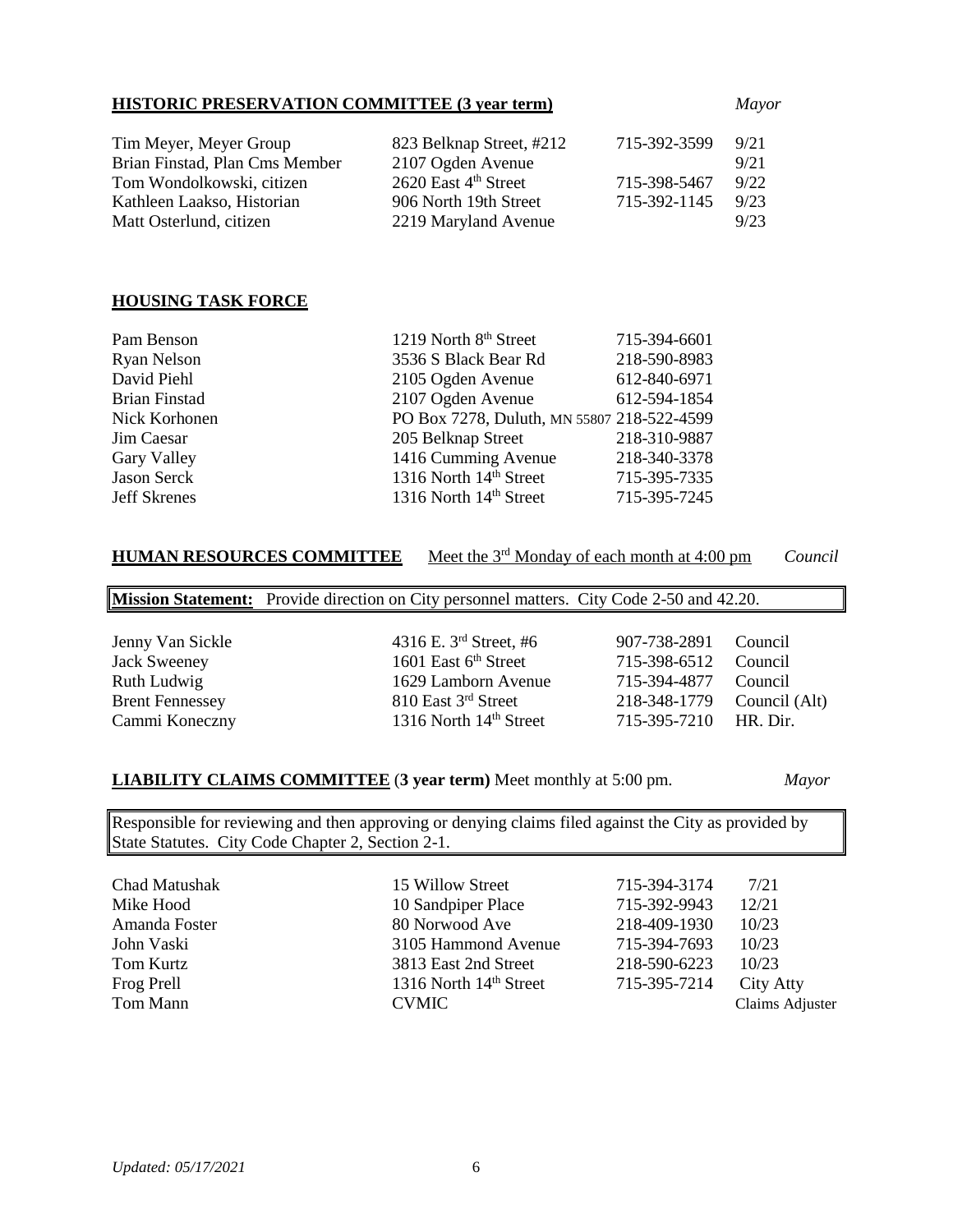**HISTORIC PRESERVATION COMMITTEE (3 year term)** *Mayor*

| | | | |
|---|---|---|---|
| Tim Meyer, Meyer Group | 823 Belknap Street, #212 | 715-392-3599 | 9/21 |
| Brian Finstad, Plan Cms Member | 2107 Ogden Avenue | | 9/21 |
| Tom Wondolkowski, citizen | 2620 East 4th Street | 715-398-5467 | 9/22 |
| Kathleen Laakso, Historian | 906 North 19th Street | 715-392-1145 | 9/23 |
| Matt Osterlund, citizen | 2219 Maryland Avenue | | 9/23 |

**HOUSING TASK FORCE**

| | | |
|---|---|---|
| Pam Benson | 1219 North 8th Street | 715-394-6601 |
| Ryan Nelson | 3536 S Black Bear Rd | 218-590-8983 |
| David Piehl | 2105 Ogden Avenue | 612-840-6971 |
| Brian Finstad | 2107 Ogden Avenue | 612-594-1854 |
| Nick Korhonen | PO Box 7278, Duluth, MN 55807 | 218-522-4599 |
| Jim Caesar | 205 Belknap Street | 218-310-9887 |
| Gary Valley | 1416 Cumming Avenue | 218-340-3378 |
| Jason Serck | 1316 North 14th Street | 715-395-7335 |
| Jeff Skrenes | 1316 North 14th Street | 715-395-7245 |

**HUMAN RESOURCES COMMITTEE** Meet the 3rd Monday of each month at 4:00 pm *Council*

**Mission Statement:** Provide direction on City personnel matters. City Code 2-50 and 42.20.

| | | | |
|---|---|---|---|
| Jenny Van Sickle | 4316 E. 3rd Street, #6 | 907-738-2891 | Council |
| Jack Sweeney | 1601 East 6th Street | 715-398-6512 | Council |
| Ruth Ludwig | 1629 Lamborn Avenue | 715-394-4877 | Council |
| Brent Fennessey | 810 East 3rd Street | 218-348-1779 | Council (Alt) |
| Cammi Koneczny | 1316 North 14th Street | 715-395-7210 | HR. Dir. |

**LIABILITY CLAIMS COMMITTEE (3 year term)** Meet monthly at 5:00 pm. *Mayor*

Responsible for reviewing and then approving or denying claims filed against the City as provided by State Statutes. City Code Chapter 2, Section 2-1.

| | | | |
|---|---|---|---|
| Chad Matushak | 15 Willow Street | 715-394-3174 | 7/21 |
| Mike Hood | 10 Sandpiper Place | 715-392-9943 | 12/21 |
| Amanda Foster | 80 Norwood Ave | 218-409-1930 | 10/23 |
| John Vaski | 3105 Hammond Avenue | 715-394-7693 | 10/23 |
| Tom Kurtz | 3813 East 2nd Street | 218-590-6223 | 10/23 |
| Frog Prell | 1316 North 14th Street | 715-395-7214 | City Atty |
| Tom Mann | CVMIC | | Claims Adjuster |

*Updated: 05/17/2021*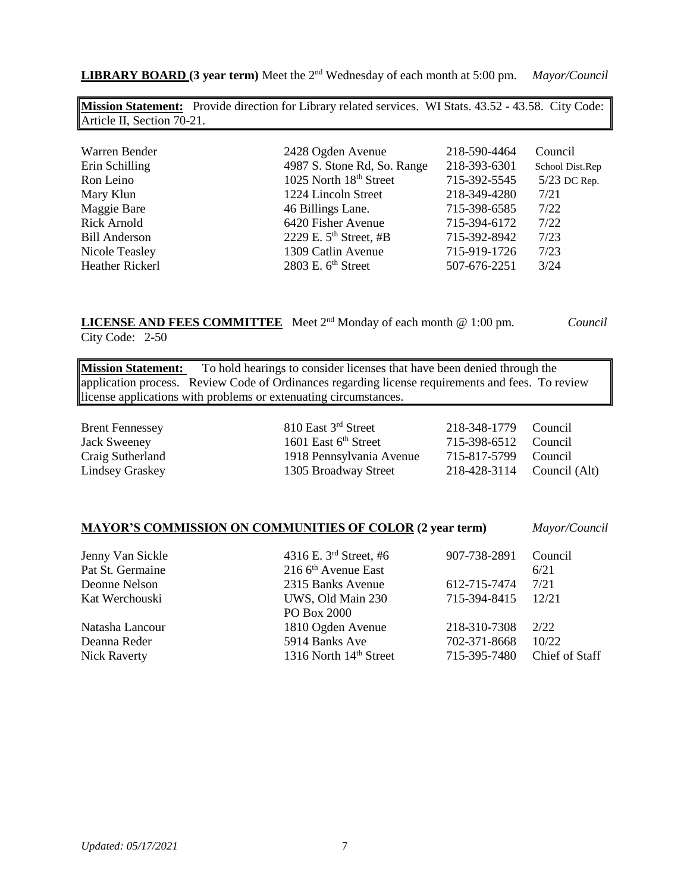**LIBRARY BOARD (3 year term)** Meet the 2nd Wednesday of each month at 5:00 pm. *Mayor/Council*

**Mission Statement:** Provide direction for Library related services. WI Stats. 43.52 - 43.58. City Code: Article II, Section 70-21.

| | | | |
|---|---|---|---|
| Warren Bender | 2428 Ogden Avenue | 218-590-4464 | Council |
| Erin Schilling | 4987 S. Stone Rd, So. Range | 218-393-6301 | School Dist.Rep |
| Ron Leino | 1025 North 18th Street | 715-392-5545 | 5/23 DC Rep. |
| Mary Klun | 1224 Lincoln Street | 218-349-4280 | 7/21 |
| Maggie Bare | 46 Billings Lane. | 715-398-6585 | 7/22 |
| Rick Arnold | 6420 Fisher Avenue | 715-394-6172 | 7/22 |
| Bill Anderson | 2229 E. 5th Street, #B | 715-392-8942 | 7/23 |
| Nicole Teasley | 1309 Catlin Avenue | 715-919-1726 | 7/23 |
| Heather Rickerl | 2803 E. 6th Street | 507-676-2251 | 3/24 |

**LICENSE AND FEES COMMITTEE** Meet 2nd Monday of each month @ 1:00 pm. *Council*
City Code: 2-50

**Mission Statement:** To hold hearings to consider licenses that have been denied through the application process. Review Code of Ordinances regarding license requirements and fees. To review license applications with problems or extenuating circumstances.

| | | | |
|---|---|---|---|
| Brent Fennessey | 810 East 3rd Street | 218-348-1779 | Council |
| Jack Sweeney | 1601 East 6th Street | 715-398-6512 | Council |
| Craig Sutherland | 1918 Pennsylvania Avenue | 715-817-5799 | Council |
| Lindsey Graskey | 1305 Broadway Street | 218-428-3114 | Council (Alt) |

**MAYOR'S COMMISSION ON COMMUNITIES OF COLOR (2 year term)** *Mayor/Council*

| | | | |
|---|---|---|---|
| Jenny Van Sickle | 4316 E. 3rd Street, #6 | 907-738-2891 | Council |
| Pat St. Germaine | 216 6th Avenue East | | 6/21 |
| Deonne Nelson | 2315 Banks Avenue | 612-715-7474 | 7/21 |
| Kat Werchouski | UWS, Old Main 230 PO Box 2000 | 715-394-8415 | 12/21 |
| Natasha Lancour | 1810 Ogden Avenue | 218-310-7308 | 2/22 |
| Deanna Reder | 5914 Banks Ave | 702-371-8668 | 10/22 |
| Nick Raverty | 1316 North 14th Street | 715-395-7480 | Chief of Staff |

*Updated: 05/17/2021*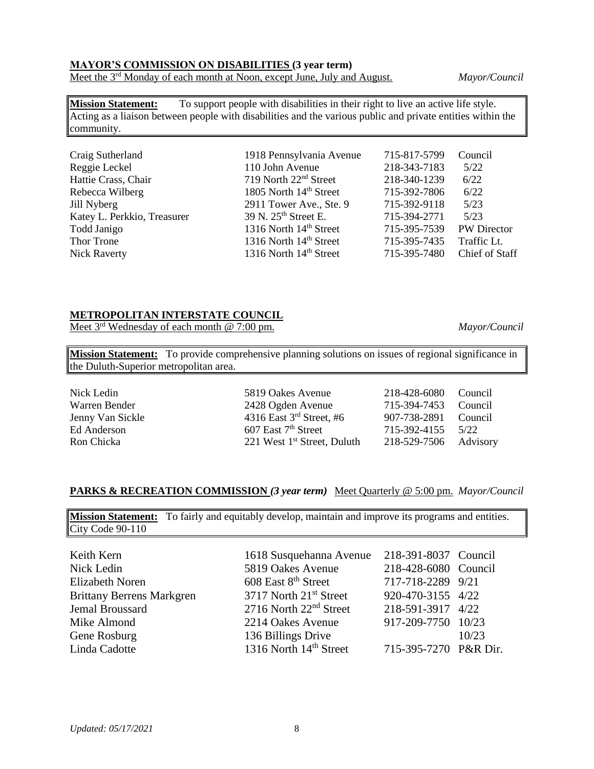**MAYOR'S COMMISSION ON DISABILITIES (3 year term)**

Meet the 3rd Monday of each month at Noon, except June, July and August. *Mayor/Council*

> **Mission Statement:** To support people with disabilities in their right to live an active life style. Acting as a liaison between people with disabilities and the various public and private entities within the community.

| Name | Address | Phone | Term |
|---|---|---|---|
| Craig Sutherland | 1918 Pennsylvania Avenue | 715-817-5799 | Council |
| Reggie Leckel | 110 John Avenue | 218-343-7183 | 5/22 |
| Hattie Crass, Chair | 719 North 22nd Street | 218-340-1239 | 6/22 |
| Rebecca Wilberg | 1805 North 14th Street | 715-392-7806 | 6/22 |
| Jill Nyberg | 2911 Tower Ave., Ste. 9 | 715-392-9118 | 5/23 |
| Katey L. Perkkio, Treasurer | 39 N. 25th Street E. | 715-394-2771 | 5/23 |
| Todd Janigo | 1316 North 14th Street | 715-395-7539 | PW Director |
| Thor Trone | 1316 North 14th Street | 715-395-7435 | Traffic Lt. |
| Nick Raverty | 1316 North 14th Street | 715-395-7480 | Chief of Staff |

**METROPOLITAN INTERSTATE COUNCIL**

Meet 3rd Wednesday of each month @ 7:00 pm. *Mayor/Council*

> **Mission Statement:** To provide comprehensive planning solutions on issues of regional significance in the Duluth-Superior metropolitan area.

| Name | Address | Phone | Term |
|---|---|---|---|
| Nick Ledin | 5819 Oakes Avenue | 218-428-6080 | Council |
| Warren Bender | 2428 Ogden Avenue | 715-394-7453 | Council |
| Jenny Van Sickle | 4316 East 3rd Street, #6 | 907-738-2891 | Council |
| Ed Anderson | 607 East 7th Street | 715-392-4155 | 5/22 |
| Ron Chicka | 221 West 1st Street, Duluth | 218-529-7506 | Advisory |

**PARKS & RECREATION COMMISSION *(3 year term)*** Meet Quarterly @ 5:00 pm. *Mayor/Council*

> **Mission Statement:** To fairly and equitably develop, maintain and improve its programs and entities. City Code 90-110

| Name | Address | Phone | Term |
|---|---|---|---|
| Keith Kern | 1618 Susquehanna Avenue | 218-391-8037 | Council |
| Nick Ledin | 5819 Oakes Avenue | 218-428-6080 | Council |
| Elizabeth Noren | 608 East 8th Street | 717-718-2289 | 9/21 |
| Brittany Berrens Markgren | 3717 North 21st Street | 920-470-3155 | 4/22 |
| Jemal Broussard | 2716 North 22nd Street | 218-591-3917 | 4/22 |
| Mike Almond | 2214 Oakes Avenue | 917-209-7750 | 10/23 |
| Gene Rosburg | 136 Billings Drive | | 10/23 |
| Linda Cadotte | 1316 North 14th Street | 715-395-7270 | P&R Dir. |

*Updated: 05/17/2021*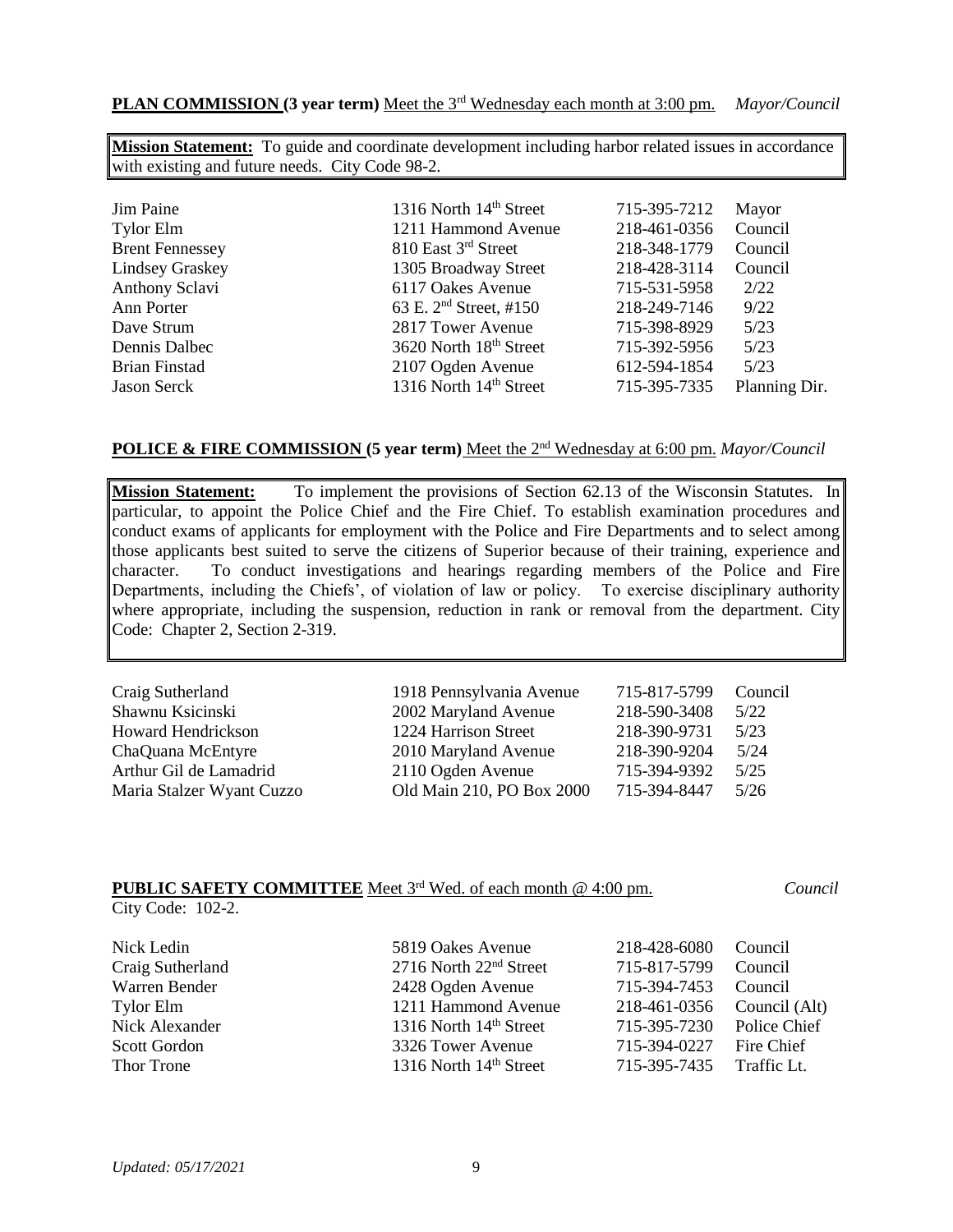**PLAN COMMISSION (3 year term)** Meet the 3rd Wednesday each month at 3:00 pm. *Mayor/Council*

**Mission Statement:** To guide and coordinate development including harbor related issues in accordance with existing and future needs. City Code 98-2.

| | | | |
|---|---|---|---|
| Jim Paine | 1316 North 14th Street | 715-395-7212 | Mayor |
| Tylor Elm | 1211 Hammond Avenue | 218-461-0356 | Council |
| Brent Fennessey | 810 East 3rd Street | 218-348-1779 | Council |
| Lindsey Graskey | 1305 Broadway Street | 218-428-3114 | Council |
| Anthony Sclavi | 6117 Oakes Avenue | 715-531-5958 | 2/22 |
| Ann Porter | 63 E. 2nd Street, #150 | 218-249-7146 | 9/22 |
| Dave Strum | 2817 Tower Avenue | 715-398-8929 | 5/23 |
| Dennis Dalbec | 3620 North 18th Street | 715-392-5956 | 5/23 |
| Brian Finstad | 2107 Ogden Avenue | 612-594-1854 | 5/23 |
| Jason Serck | 1316 North 14th Street | 715-395-7335 | Planning Dir. |

**POLICE & FIRE COMMISSION (5 year term)** Meet the 2nd Wednesday at 6:00 pm. *Mayor/Council*

**Mission Statement:** To implement the provisions of Section 62.13 of the Wisconsin Statutes. In particular, to appoint the Police Chief and the Fire Chief. To establish examination procedures and conduct exams of applicants for employment with the Police and Fire Departments and to select among those applicants best suited to serve the citizens of Superior because of their training, experience and character. To conduct investigations and hearings regarding members of the Police and Fire Departments, including the Chiefs', of violation of law or policy. To exercise disciplinary authority where appropriate, including the suspension, reduction in rank or removal from the department. City Code: Chapter 2, Section 2-319.

| | | | |
|---|---|---|---|
| Craig Sutherland | 1918 Pennsylvania Avenue | 715-817-5799 | Council |
| Shawnu Ksicinski | 2002 Maryland Avenue | 218-590-3408 | 5/22 |
| Howard Hendrickson | 1224 Harrison Street | 218-390-9731 | 5/23 |
| ChaQuana McEntyre | 2010 Maryland Avenue | 218-390-9204 | 5/24 |
| Arthur Gil de Lamadrid | 2110 Ogden Avenue | 715-394-9392 | 5/25 |
| Maria Stalzer Wyant Cuzzo | Old Main 210, PO Box 2000 | 715-394-8447 | 5/26 |

**PUBLIC SAFETY COMMITTEE** Meet 3rd Wed. of each month @ 4:00 pm. *Council*

City Code: 102-2.

| | | | |
|---|---|---|---|
| Nick Ledin | 5819 Oakes Avenue | 218-428-6080 | Council |
| Craig Sutherland | 2716 North 22nd Street | 715-817-5799 | Council |
| Warren Bender | 2428 Ogden Avenue | 715-394-7453 | Council |
| Tylor Elm | 1211 Hammond Avenue | 218-461-0356 | Council (Alt) |
| Nick Alexander | 1316 North 14th Street | 715-395-7230 | Police Chief |
| Scott Gordon | 3326 Tower Avenue | 715-394-0227 | Fire Chief |
| Thor Trone | 1316 North 14th Street | 715-395-7435 | Traffic Lt. |

*Updated: 05/17/2021*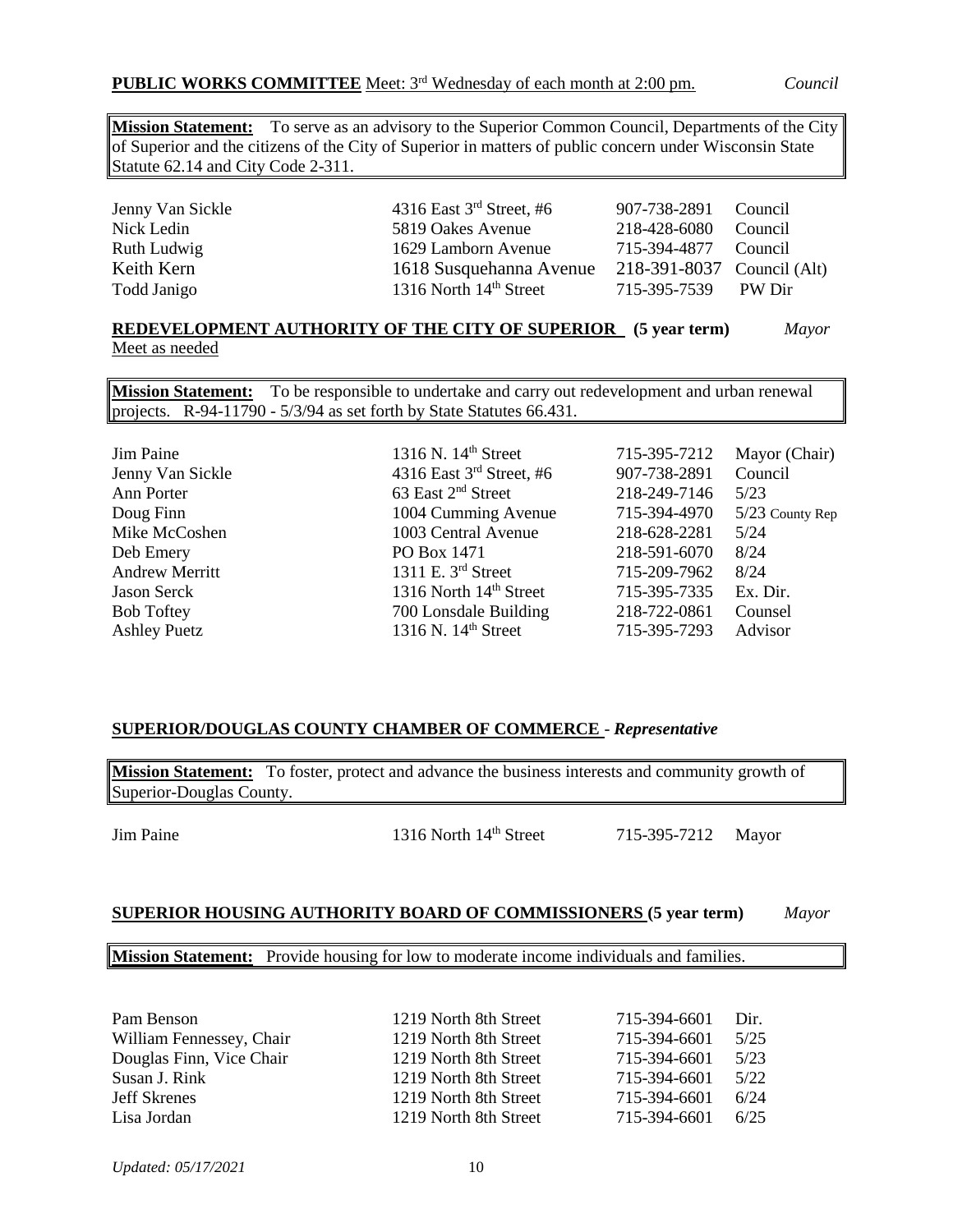**PUBLIC WORKS COMMITTEE** Meet: 3rd Wednesday of each month at 2:00 pm. *Council*

**Mission Statement:** To serve as an advisory to the Superior Common Council, Departments of the City of Superior and the citizens of the City of Superior in matters of public concern under Wisconsin State Statute 62.14 and City Code 2-311.

| | | | |
|---|---|---|---|
| Jenny Van Sickle | 4316 East 3rd Street, #6 | 907-738-2891 | Council |
| Nick Ledin | 5819 Oakes Avenue | 218-428-6080 | Council |
| Ruth Ludwig | 1629 Lamborn Avenue | 715-394-4877 | Council |
| Keith Kern | 1618 Susquehanna Avenue | 218-391-8037 | Council (Alt) |
| Todd Janigo | 1316 North 14th Street | 715-395-7539 | PW Dir |

**REDEVELOPMENT AUTHORITY OF THE CITY OF SUPERIOR (5 year term)** *Mayor*
Meet as needed

**Mission Statement:** To be responsible to undertake and carry out redevelopment and urban renewal projects. R-94-11790 - 5/3/94 as set forth by State Statutes 66.431.

| | | | |
|---|---|---|---|
| Jim Paine | 1316 N. 14th Street | 715-395-7212 | Mayor (Chair) |
| Jenny Van Sickle | 4316 East 3rd Street, #6 | 907-738-2891 | Council |
| Ann Porter | 63 East 2nd Street | 218-249-7146 | 5/23 |
| Doug Finn | 1004 Cumming Avenue | 715-394-4970 | 5/23 County Rep |
| Mike McCoshen | 1003 Central Avenue | 218-628-2281 | 5/24 |
| Deb Emery | PO Box 1471 | 218-591-6070 | 8/24 |
| Andrew Merritt | 1311 E. 3rd Street | 715-209-7962 | 8/24 |
| Jason Serck | 1316 North 14th Street | 715-395-7335 | Ex. Dir. |
| Bob Toftey | 700 Lonsdale Building | 218-722-0861 | Counsel |
| Ashley Puetz | 1316 N. 14th Street | 715-395-7293 | Advisor |

**SUPERIOR/DOUGLAS COUNTY CHAMBER OF COMMERCE** - ***Representative***

**Mission Statement:** To foster, protect and advance the business interests and community growth of Superior-Douglas County.

| | | | |
|---|---|---|---|
| Jim Paine | 1316 North 14th Street | 715-395-7212 | Mayor |

**SUPERIOR HOUSING AUTHORITY BOARD OF COMMISSIONERS (5 year term)** *Mayor*

**Mission Statement:** Provide housing for low to moderate income individuals and families.

| | | | |
|---|---|---|---|
| Pam Benson | 1219 North 8th Street | 715-394-6601 | Dir. |
| William Fennessey, Chair | 1219 North 8th Street | 715-394-6601 | 5/25 |
| Douglas Finn, Vice Chair | 1219 North 8th Street | 715-394-6601 | 5/23 |
| Susan J. Rink | 1219 North 8th Street | 715-394-6601 | 5/22 |
| Jeff Skrenes | 1219 North 8th Street | 715-394-6601 | 6/24 |
| Lisa Jordan | 1219 North 8th Street | 715-394-6601 | 6/25 |

*Updated: 05/17/2021*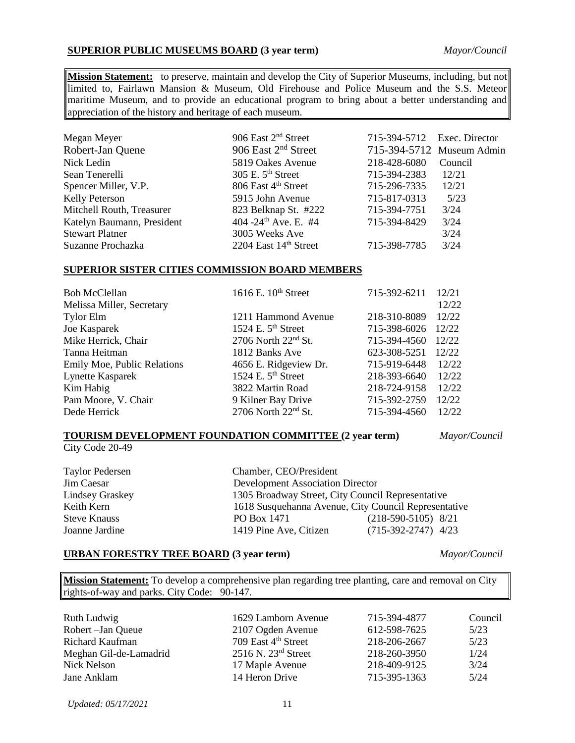**SUPERIOR PUBLIC MUSEUMS BOARD (3 year term)** *Mayor/Council*

**Mission Statement:** to preserve, maintain and develop the City of Superior Museums, including, but not limited to, Fairlawn Mansion & Museum, Old Firehouse and Police Museum and the S.S. Meteor maritime Museum, and to provide an educational program to bring about a better understanding and appreciation of the history and heritage of each museum.

| | | | |
|---|---|---|---|
| Megan Meyer | 906 East 2nd Street | 715-394-5712 | Exec. Director |
| Robert-Jan Quene | 906 East 2nd Street | 715-394-5712 | Museum Admin |
| Nick Ledin | 5819 Oakes Avenue | 218-428-6080 | Council |
| Sean Tenerelli | 305 E. 5th Street | 715-394-2383 | 12/21 |
| Spencer Miller, V.P. | 806 East 4th Street | 715-296-7335 | 12/21 |
| Kelly Peterson | 5915 John Avenue | 715-817-0313 | 5/23 |
| Mitchell Routh, Treasurer | 823 Belknap St. #222 | 715-394-7751 | 3/24 |
| Katelyn Baumann, President | 404 -24th Ave. E. #4 | 715-394-8429 | 3/24 |
| Stewart Platner | 3005 Weeks Ave | | 3/24 |
| Suzanne Prochazka | 2204 East 14th Street | 715-398-7785 | 3/24 |

**SUPERIOR SISTER CITIES COMMISSION BOARD MEMBERS**

| | | | |
|---|---|---|---|
| Bob McClellan | 1616 E. 10th Street | 715-392-6211 | 12/21 |
| Melissa Miller, Secretary | | | 12/22 |
| Tylor Elm | 1211 Hammond Avenue | 218-310-8089 | 12/22 |
| Joe Kasparek | 1524 E. 5th Street | 715-398-6026 | 12/22 |
| Mike Herrick, Chair | 2706 North 22nd St. | 715-394-4560 | 12/22 |
| Tanna Heitman | 1812 Banks Ave | 623-308-5251 | 12/22 |
| Emily Moe, Public Relations | 4656 E. Ridgeview Dr. | 715-919-6448 | 12/22 |
| Lynette Kasparek | 1524 E. 5th Street | 218-393-6640 | 12/22 |
| Kim Habig | 3822 Martin Road | 218-724-9158 | 12/22 |
| Pam Moore, V. Chair | 9 Kilner Bay Drive | 715-392-2759 | 12/22 |
| Dede Herrick | 2706 North 22nd St. | 715-394-4560 | 12/22 |

**TOURISM DEVELOPMENT FOUNDATION COMMITTEE (2 year term)** *Mayor/Council*

City Code 20-49

| | | |
|---|---|---|
| Taylor Pedersen | Chamber, CEO/President | |
| Jim Caesar | Development Association Director | |
| Lindsey Graskey | 1305 Broadway Street, City Council Representative | |
| Keith Kern | 1618 Susquehanna Avenue, City Council Representative | |
| Steve Knauss | PO Box 1471 | (218-590-5105) 8/21 |
| Joanne Jardine | 1419 Pine Ave, Citizen | (715-392-2747) 4/23 |

**URBAN FORESTRY TREE BOARD (3 year term)** *Mayor/Council*

**Mission Statement:** To develop a comprehensive plan regarding tree planting, care and removal on City rights-of-way and parks. City Code: 90-147.

| | | | |
|---|---|---|---|
| Ruth Ludwig | 1629 Lamborn Avenue | 715-394-4877 | Council |
| Robert –Jan Queue | 2107 Ogden Avenue | 612-598-7625 | 5/23 |
| Richard Kaufman | 709 East 4th Street | 218-206-2667 | 5/23 |
| Meghan Gil-de-Lamadrid | 2516 N. 23rd Street | 218-260-3950 | 1/24 |
| Nick Nelson | 17 Maple Avenue | 218-409-9125 | 3/24 |
| Jane Anklam | 14 Heron Drive | 715-395-1363 | 5/24 |

*Updated: 05/17/2021*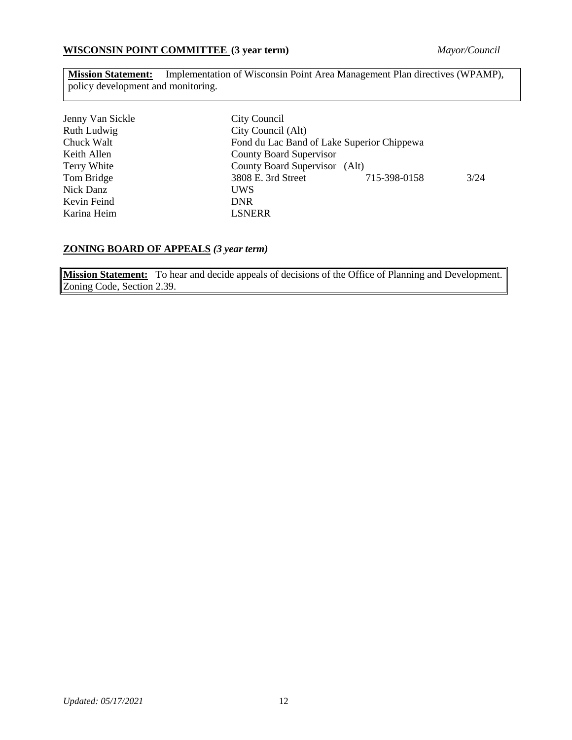## **WISCONSIN POINT COMMITTEE (3 year term)** *Mayor/Council*

**Mission Statement:** Implementation of Wisconsin Point Area Management Plan directives (WPAMP), policy development and monitoring.

| | | | |
|---|---|---|---|
| Jenny Van Sickle | City Council | | |
| Ruth Ludwig | City Council (Alt) | | |
| Chuck Walt | Fond du Lac Band of Lake Superior Chippewa | | |
| Keith Allen | County Board Supervisor | | |
| Terry White | County Board Supervisor (Alt) | | |
| Tom Bridge | 3808 E. 3rd Street | 715-398-0158 | 3/24 |
| Nick Danz | UWS | | |
| Kevin Feind | DNR | | |
| Karina Heim | LSNERR | | |

## **ZONING BOARD OF APPEALS** *(3 year term)*

**Mission Statement:** To hear and decide appeals of decisions of the Office of Planning and Development. Zoning Code, Section 2.39.

*Updated: 05/17/2021*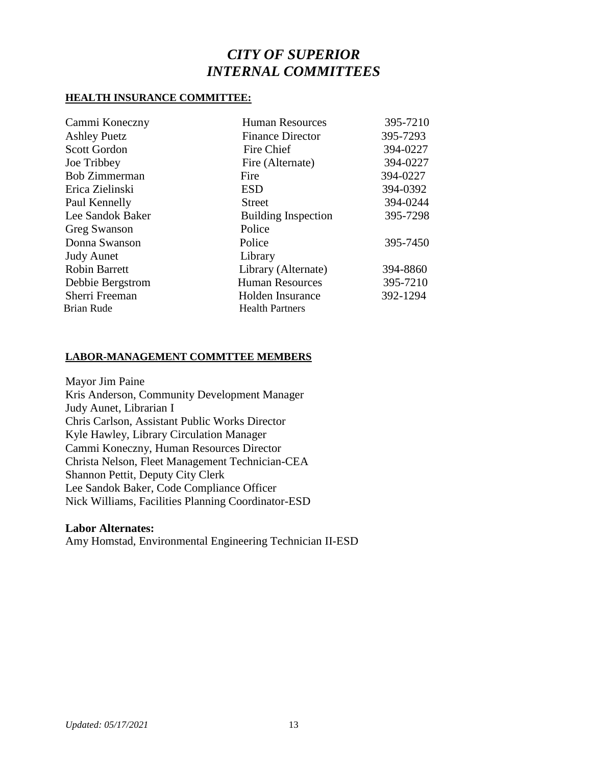# *CITY OF SUPERIOR*
# *INTERNAL COMMITTEES*

**HEALTH INSURANCE COMMITTEE:**

| | | |
|---|---|---|
| Cammi Koneczny | Human Resources | 395-7210 |
| Ashley Puetz | Finance Director | 395-7293 |
| Scott Gordon | Fire Chief | 394-0227 |
| Joe Tribbey | Fire (Alternate) | 394-0227 |
| Bob Zimmerman | Fire | 394-0227 |
| Erica Zielinski | ESD | 394-0392 |
| Paul Kennelly | Street | 394-0244 |
| Lee Sandok Baker | Building Inspection | 395-7298 |
| Greg Swanson | Police | |
| Donna Swanson | Police | 395-7450 |
| Judy Aunet | Library | |
| Robin Barrett | Library (Alternate) | 394-8860 |
| Debbie Bergstrom | Human Resources | 395-7210 |
| Sherri Freeman | Holden Insurance | 392-1294 |
| Brian Rude | Health Partners | |

**LABOR-MANAGEMENT COMMTTEE MEMBERS**

Mayor Jim Paine
Kris Anderson, Community Development Manager
Judy Aunet, Librarian I
Chris Carlson, Assistant Public Works Director
Kyle Hawley, Library Circulation Manager
Cammi Koneczny, Human Resources Director
Christa Nelson, Fleet Management Technician-CEA
Shannon Pettit, Deputy City Clerk
Lee Sandok Baker, Code Compliance Officer
Nick Williams, Facilities Planning Coordinator-ESD

**Labor Alternates:**
Amy Homstad, Environmental Engineering Technician II-ESD

*Updated: 05/17/2021*